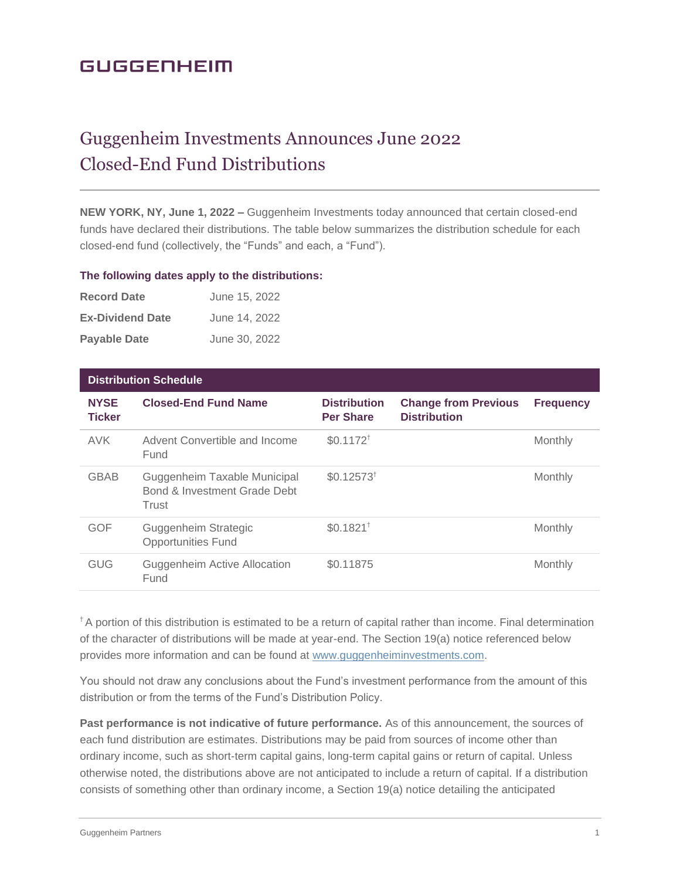GUGGENHEIM

# Guggenheim Investments Announces June 2022 Closed-End Fund Distributions

**NEW YORK, NY, June 1, 2022 –** Guggenheim Investments today announced that certain closed-end funds have declared their distributions. The table below summarizes the distribution schedule for each closed-end fund (collectively, the "Funds" and each, a "Fund").

**The following dates apply to the distributions:**

| | |
|---|---|
| **Record Date** | June 15, 2022 |
| **Ex-Dividend Date** | June 14, 2022 |
| **Payable Date** | June 30, 2022 |

**Distribution Schedule**

| NYSE Ticker | Closed-End Fund Name | Distribution Per Share | Change from Previous Distribution | Frequency |
|---|---|---|---|---|
| AVK | Advent Convertible and Income Fund | $0.1172† | | Monthly |
| GBAB | Guggenheim Taxable Municipal Bond & Investment Grade Debt Trust | $0.12573† | | Monthly |
| GOF | Guggenheim Strategic Opportunities Fund | $0.1821† | | Monthly |
| GUG | Guggenheim Active Allocation Fund | $0.11875 | | Monthly |

† A portion of this distribution is estimated to be a return of capital rather than income. Final determination of the character of distributions will be made at year-end. The Section 19(a) notice referenced below provides more information and can be found at www.guggenheiminvestments.com.

You should not draw any conclusions about the Fund's investment performance from the amount of this distribution or from the terms of the Fund's Distribution Policy.

**Past performance is not indicative of future performance.** As of this announcement, the sources of each fund distribution are estimates. Distributions may be paid from sources of income other than ordinary income, such as short-term capital gains, long-term capital gains or return of capital. Unless otherwise noted, the distributions above are not anticipated to include a return of capital. If a distribution consists of something other than ordinary income, a Section 19(a) notice detailing the anticipated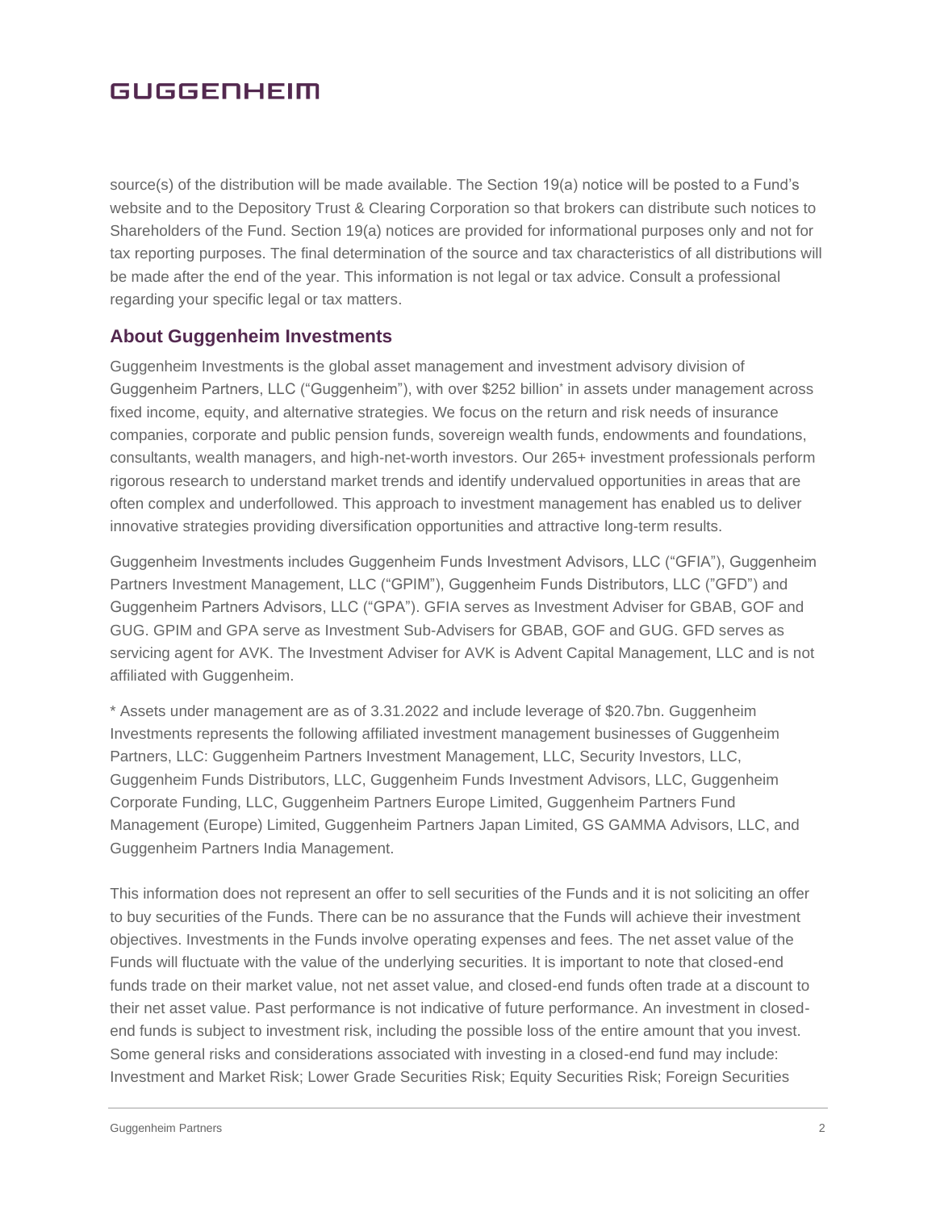source(s) of the distribution will be made available. The Section 19(a) notice will be posted to a Fund's website and to the Depository Trust & Clearing Corporation so that brokers can distribute such notices to Shareholders of the Fund. Section 19(a) notices are provided for informational purposes only and not for tax reporting purposes. The final determination of the source and tax characteristics of all distributions will be made after the end of the year. This information is not legal or tax advice. Consult a professional regarding your specific legal or tax matters.

## About Guggenheim Investments

Guggenheim Investments is the global asset management and investment advisory division of Guggenheim Partners, LLC ("Guggenheim"), with over $252 billion* in assets under management across fixed income, equity, and alternative strategies. We focus on the return and risk needs of insurance companies, corporate and public pension funds, sovereign wealth funds, endowments and foundations, consultants, wealth managers, and high-net-worth investors. Our 265+ investment professionals perform rigorous research to understand market trends and identify undervalued opportunities in areas that are often complex and underfollowed. This approach to investment management has enabled us to deliver innovative strategies providing diversification opportunities and attractive long-term results.

Guggenheim Investments includes Guggenheim Funds Investment Advisors, LLC ("GFIA"), Guggenheim Partners Investment Management, LLC ("GPIM"), Guggenheim Funds Distributors, LLC ("GFD") and Guggenheim Partners Advisors, LLC ("GPA"). GFIA serves as Investment Adviser for GBAB, GOF and GUG. GPIM and GPA serve as Investment Sub-Advisers for GBAB, GOF and GUG. GFD serves as servicing agent for AVK. The Investment Adviser for AVK is Advent Capital Management, LLC and is not affiliated with Guggenheim.

* Assets under management are as of 3.31.2022 and include leverage of $20.7bn. Guggenheim Investments represents the following affiliated investment management businesses of Guggenheim Partners, LLC: Guggenheim Partners Investment Management, LLC, Security Investors, LLC, Guggenheim Funds Distributors, LLC, Guggenheim Funds Investment Advisors, LLC, Guggenheim Corporate Funding, LLC, Guggenheim Partners Europe Limited, Guggenheim Partners Fund Management (Europe) Limited, Guggenheim Partners Japan Limited, GS GAMMA Advisors, LLC, and Guggenheim Partners India Management.

This information does not represent an offer to sell securities of the Funds and it is not soliciting an offer to buy securities of the Funds. There can be no assurance that the Funds will achieve their investment objectives. Investments in the Funds involve operating expenses and fees. The net asset value of the Funds will fluctuate with the value of the underlying securities. It is important to note that closed-end funds trade on their market value, not net asset value, and closed-end funds often trade at a discount to their net asset value. Past performance is not indicative of future performance. An investment in closed-end funds is subject to investment risk, including the possible loss of the entire amount that you invest. Some general risks and considerations associated with investing in a closed-end fund may include: Investment and Market Risk; Lower Grade Securities Risk; Equity Securities Risk; Foreign Securities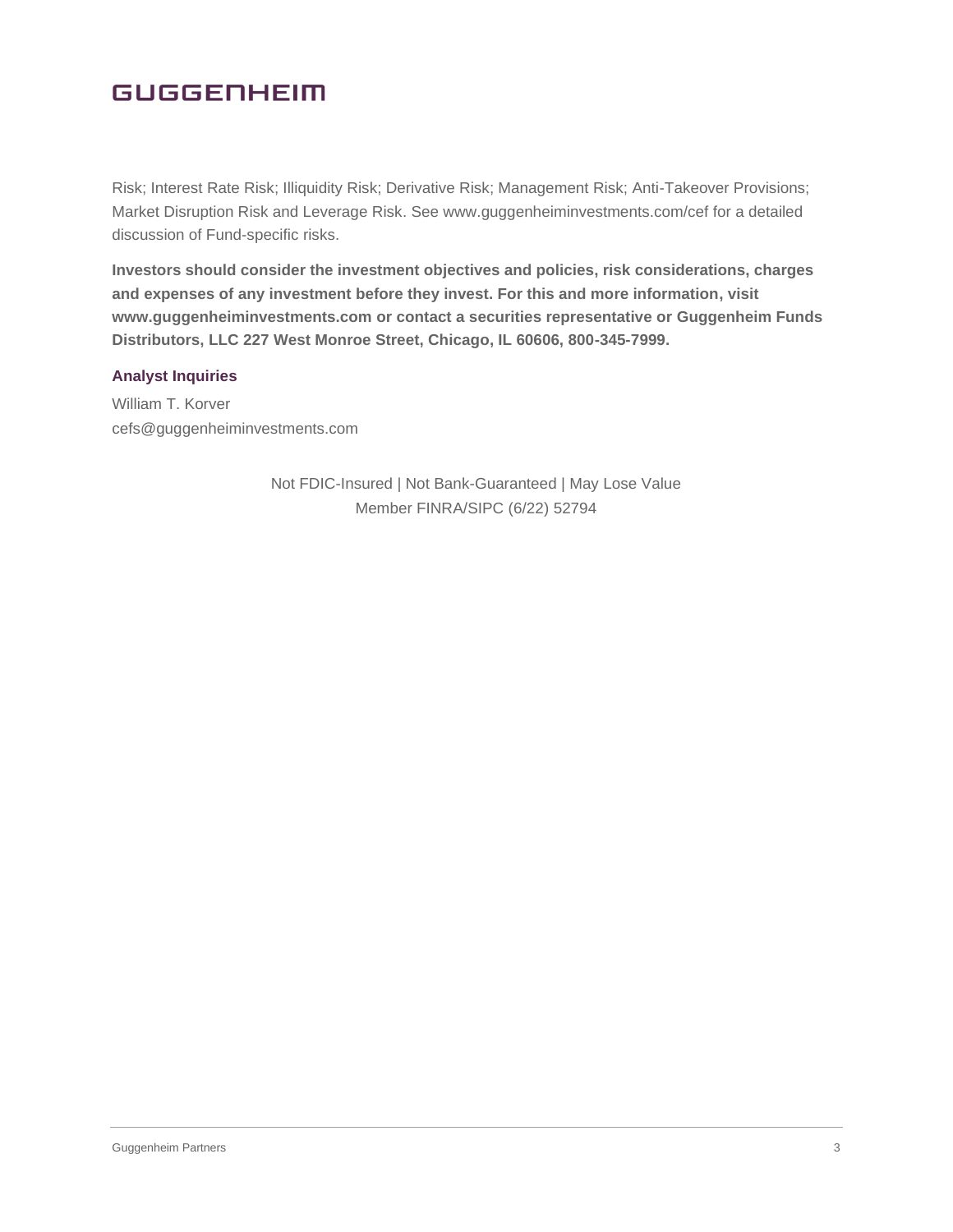Risk; Interest Rate Risk; Illiquidity Risk; Derivative Risk; Management Risk; Anti-Takeover Provisions; Market Disruption Risk and Leverage Risk. See www.guggenheiminvestments.com/cef for a detailed discussion of Fund-specific risks.

**Investors should consider the investment objectives and policies, risk considerations, charges and expenses of any investment before they invest. For this and more information, visit www.guggenheiminvestments.com or contact a securities representative or Guggenheim Funds Distributors, LLC 227 West Monroe Street, Chicago, IL 60606, 800-345-7999.**

**Analyst Inquiries**

William T. Korver
cefs@guggenheiminvestments.com

Not FDIC-Insured | Not Bank-Guaranteed | May Lose Value
Member FINRA/SIPC (6/22) 52794